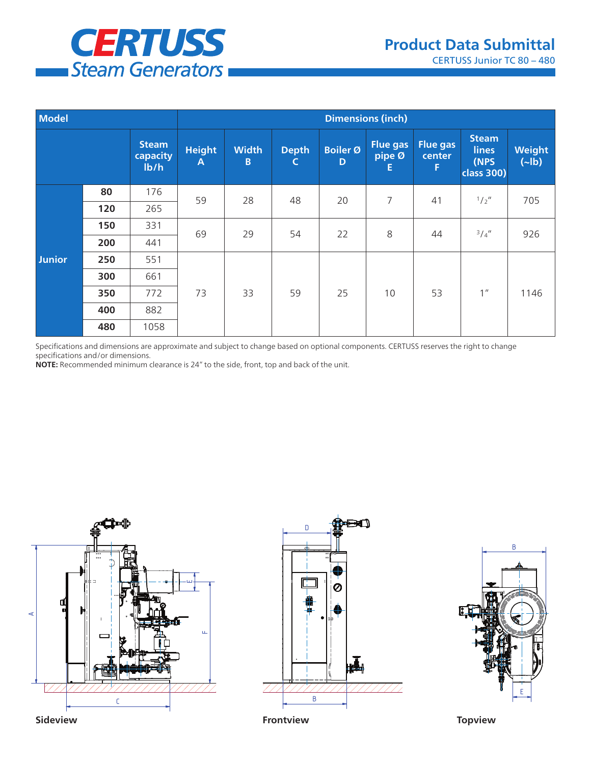# CERTUSS Steam Generators

## Product Data Submittal

CERTUSS Junior TC 80 – 480

| Model | | | Dimensions (inch) | | | | | | | |
|---|---|---|---|---|---|---|---|---|---|---|
| | | Steam capacity lb/h | Height A | Width B | Depth C | Boiler Ø D | Flue gas pipe Ø E | Flue gas center F | Steam lines (NPS class 300) | Weight (~lb) |
| Junior | **80** | 176 | 59 | 28 | 48 | 20 | 7 | 41 | 1/2″ | 705 |
| | **120** | 265 | | | | | | | | |
| | **150** | 331 | 69 | 29 | 54 | 22 | 8 | 44 | 3/4″ | 926 |
| | **200** | 441 | | | | | | | | |
| | **250** | 551 | 73 | 33 | 59 | 25 | 10 | 53 | 1″ | 1146 |
| | **300** | 661 | | | | | | | | |
| | **350** | 772 | | | | | | | | |
| | **400** | 882 | | | | | | | | |
| | **480** | 1058 | | | | | | | | |

Specifications and dimensions are approximate and subject to change based on optional components. CERTUSS reserves the right to change specifications and/or dimensions.

**NOTE:** Recommended minimum clearance is 24″ to the side, front, top and back of the unit.

**Sideview**

**Frontview**

**Topview**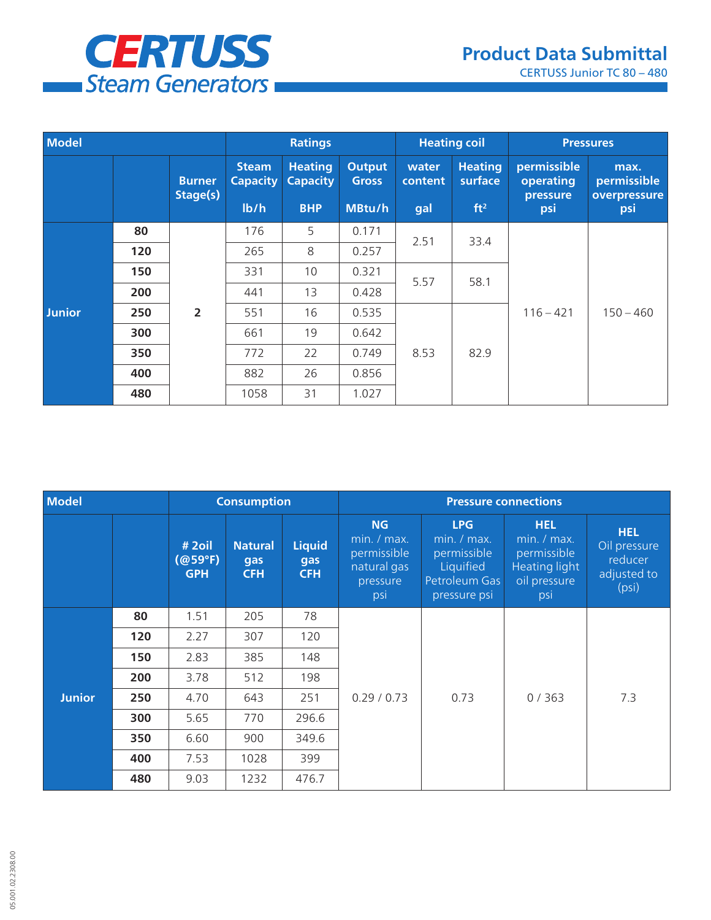# CERTUSS Steam Generators

## Product Data Submittal

CERTUSS Junior TC 80 – 480

| Model | | Burner Stage(s) | Ratings | | | Heating coil | | Pressures | |
|---|---|---|---|---|---|---|---|---|---|
| | | | Steam Capacity lb/h | Heating Capacity BHP | Output Gross MBtu/h | water content gal | Heating surface ft² | permissible operating pressure psi | max. permissible overpressure psi |
| Junior | 80 | 2 | 176 | 5 | 0.171 | 2.51 | 33.4 | 116 – 421 | 150 – 460 |
| | 120 | | 265 | 8 | 0.257 | | | | |
| | 150 | | 331 | 10 | 0.321 | 5.57 | 58.1 | | |
| | 200 | | 441 | 13 | 0.428 | | | | |
| | 250 | | 551 | 16 | 0.535 | 8.53 | 82.9 | | |
| | 300 | | 661 | 19 | 0.642 | | | | |
| | 350 | | 772 | 22 | 0.749 | | | | |
| | 400 | | 882 | 26 | 0.856 | | | | |
| | 480 | | 1058 | 31 | 1.027 | | | | |

| Model | | Consumption | | | Pressure connections | | | |
|---|---|---|---|---|---|---|---|---|
| | | # 2oil (@59°F) GPH | Natural gas CFH | Liquid gas CFH | NG min. / max. permissible natural gas pressure psi | LPG min. / max. permissible Liquified Petroleum Gas pressure psi | HEL min. / max. permissible Heating light oil pressure psi | HEL Oil pressure reducer adjusted to (psi) |
| Junior | 80 | 1.51 | 205 | 78 | 0.29 / 0.73 | 0.73 | 0 / 363 | 7.3 |
| | 120 | 2.27 | 307 | 120 | | | | |
| | 150 | 2.83 | 385 | 148 | | | | |
| | 200 | 3.78 | 512 | 198 | | | | |
| | 250 | 4.70 | 643 | 251 | | | | |
| | 300 | 5.65 | 770 | 296.6 | | | | |
| | 350 | 6.60 | 900 | 349.6 | | | | |
| | 400 | 7.53 | 1028 | 399 | | | | |
| | 480 | 9.03 | 1232 | 476.7 | | | | |

05.001.02.2308.00